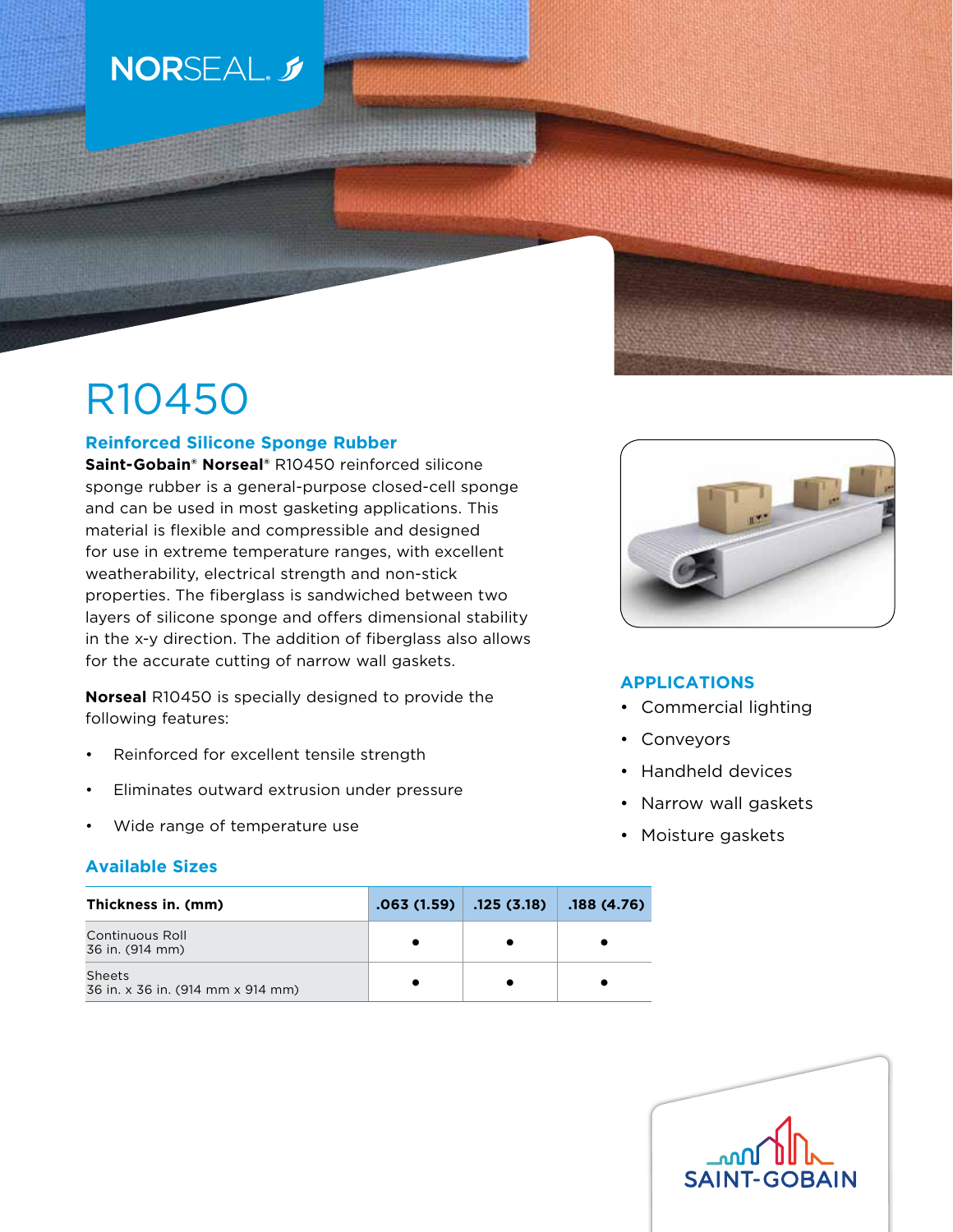NORSEAL

# R10450

## Reinforced Silicone Sponge Rubber

**Saint-Gobain® Norseal®** R10450 reinforced silicone sponge rubber is a general-purpose closed-cell sponge and can be used in most gasketing applications. This material is flexible and compressible and designed for use in extreme temperature ranges, with excellent weatherability, electrical strength and non-stick properties. The fiberglass is sandwiched between two layers of silicone sponge and offers dimensional stability in the x-y direction. The addition of fiberglass also allows for the accurate cutting of narrow wall gaskets.

**Norseal** R10450 is specially designed to provide the following features:

- Reinforced for excellent tensile strength
- Eliminates outward extrusion under pressure
- Wide range of temperature use

## APPLICATIONS

- Commercial lighting
- Conveyors
- Handheld devices
- Narrow wall gaskets
- Moisture gaskets

## Available Sizes

| Thickness in. (mm) | .063 (1.59) | .125 (3.18) | .188 (4.76) |
|---|---|---|---|
| Continuous Roll 36 in. (914 mm) | • | • | • |
| Sheets 36 in. x 36 in. (914 mm x 914 mm) | • | • | • |

SAINT-GOBAIN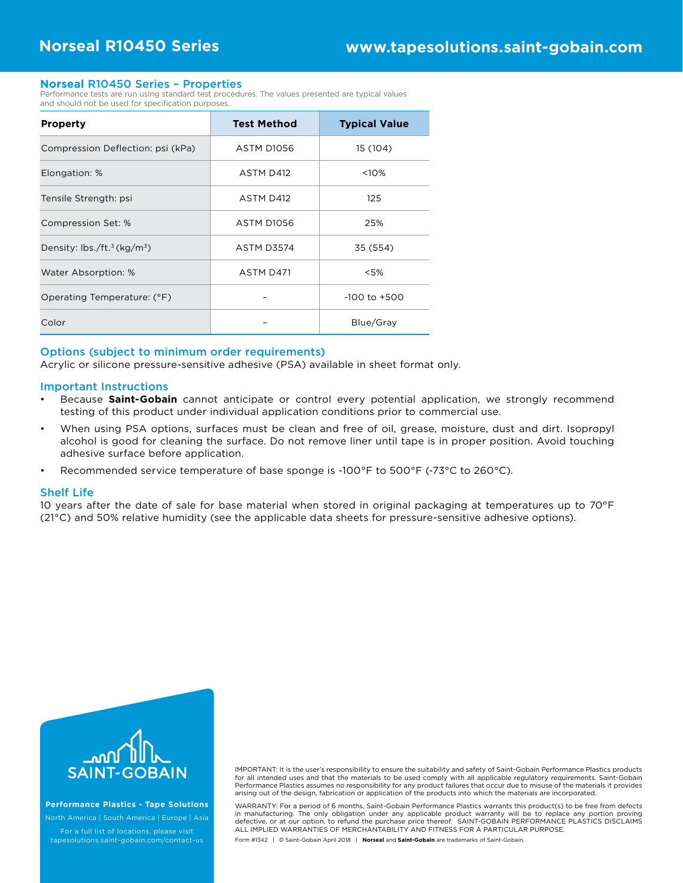## Norseal R10450 Series – Properties

Performance tests are run using standard test procedures. The values presented are typical values and should not be used for specification purposes.

| Property | Test Method | Typical Value |
| --- | --- | --- |
| Compression Deflection: psi (kPa) | ASTM D1056 | 15 (104) |
| Elongation: % | ASTM D412 | <10% |
| Tensile Strength: psi | ASTM D412 | 125 |
| Compression Set: % | ASTM D1056 | 25% |
| Density: lbs./ft.$^3$ (kg/m$^3$) | ASTM D3574 | 35 (554) |
| Water Absorption: % | ASTM D471 | <5% |
| Operating Temperature: (°F) | – | -100 to +500 |
| Color | – | Blue/Gray |

### Options (subject to minimum order requirements)

Acrylic or silicone pressure-sensitive adhesive (PSA) available in sheet format only.

### Important Instructions

- Because **Saint-Gobain** cannot anticipate or control every potential application, we strongly recommend testing of this product under individual application conditions prior to commercial use.
- When using PSA options, surfaces must be clean and free of oil, grease, moisture, dust and dirt. Isopropyl alcohol is good for cleaning the surface. Do not remove liner until tape is in proper position. Avoid touching adhesive surface before application.
- Recommended service temperature of base sponge is -100°F to 500°F (-73°C to 260°C).

### Shelf Life

10 years after the date of sale for base material when stored in original packaging at temperatures up to 70°F (21°C) and 50% relative humidity (see the applicable data sheets for pressure-sensitive adhesive options).

SAINT-GOBAIN

**Performance Plastics - Tape Solutions**

North America | South America | Europe | Asia

For a full list of locations, please visit tapesolutions.saint-gobain.com/contact-us

IMPORTANT: It is the user's responsibility to ensure the suitability and safety of Saint-Gobain Performance Plastics products for all intended uses and that the materials to be used comply with all applicable regulatory requirements. Saint-Gobain Performance Plastics assumes no responsibility for any product failures that occur due to misuse of the materials it provides arising out of the design, fabrication or application of the products into which the materials are incorporated.

WARRANTY: For a period of 6 months, Saint-Gobain Performance Plastics warrants this product(s) to be free from defects in manufacturing. The only obligation under any applicable product warranty will be to replace any portion proving defective, or at our option, to refund the purchase price thereof. SAINT-GOBAIN PERFORMANCE PLASTICS DISCLAIMS ALL IMPLIED WARRANTIES OF MERCHANTABILITY AND FITNESS FOR A PARTICULAR PURPOSE.

Form #1342 | © Saint-Gobain April 2018 | **Norseal** and **Saint-Gobain** are trademarks of Saint-Gobain.